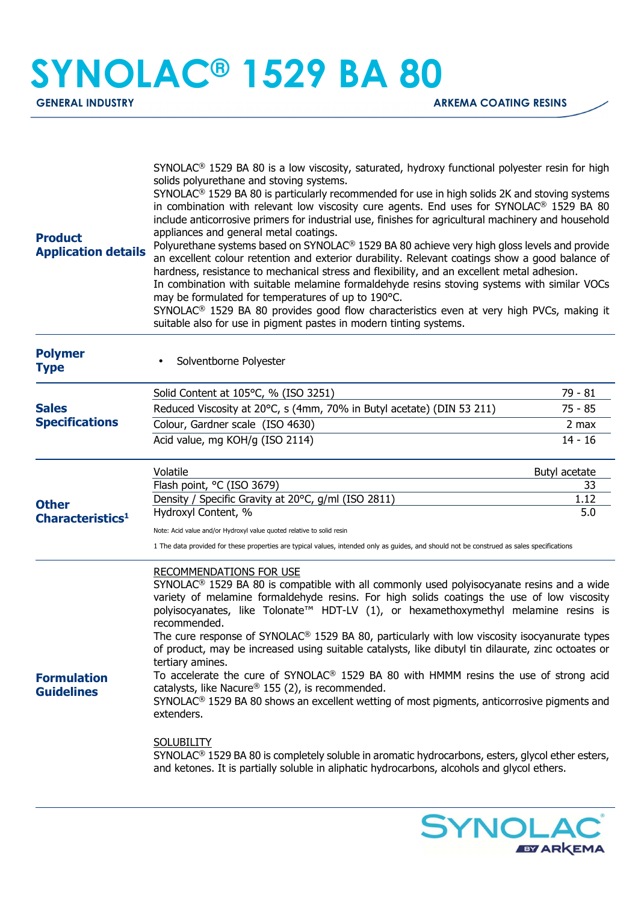# SYNOLAC® 1529 BA 80

**GENERAL INDUSTRY** | **ARKEMA COATING RESINS**

## Product Application details

SYNOLAC® 1529 BA 80 is a low viscosity, saturated, hydroxy functional polyester resin for high solids polyurethane and stoving systems.

SYNOLAC® 1529 BA 80 is particularly recommended for use in high solids 2K and stoving systems in combination with relevant low viscosity cure agents. End uses for SYNOLAC® 1529 BA 80 include anticorrosive primers for industrial use, finishes for agricultural machinery and household appliances and general metal coatings.

Polyurethane systems based on SYNOLAC® 1529 BA 80 achieve very high gloss levels and provide an excellent colour retention and exterior durability. Relevant coatings show a good balance of hardness, resistance to mechanical stress and flexibility, and an excellent metal adhesion.

In combination with suitable melamine formaldehyde resins stoving systems with similar VOCs may be formulated for temperatures of up to 190°C.

SYNOLAC® 1529 BA 80 provides good flow characteristics even at very high PVCs, making it suitable also for use in pigment pastes in modern tinting systems.

## Polymer Type

- Solventborne Polyester

## Sales Specifications

| Property | Value |
|---|---|
| Solid Content at 105°C, % (ISO 3251) | 79 - 81 |
| Reduced Viscosity at 20°C, s (4mm, 70% in Butyl acetate) (DIN 53 211) | 75 - 85 |
| Colour, Gardner scale (ISO 4630) | 2 max |
| Acid value, mg KOH/g (ISO 2114) | 14 - 16 |

## Other Characteristics[1]

| Property | Value |
|---|---|
| Volatile | Butyl acetate |
| Flash point, °C (ISO 3679) | 33 |
| Density / Specific Gravity at 20°C, g/ml (ISO 2811) | 1.12 |
| Hydroxyl Content, % | 5.0 |

Note: Acid value and/or Hydroxyl value quoted relative to solid resin

1 The data provided for these properties are typical values, intended only as guides, and should not be construed as sales specifications

## Formulation Guidelines

RECOMMENDATIONS FOR USE

SYNOLAC® 1529 BA 80 is compatible with all commonly used polyisocyanate resins and a wide variety of melamine formaldehyde resins. For high solids coatings the use of low viscosity polyisocyanates, like Tolonate™ HDT-LV (1), or hexamethoxymethyl melamine resins is recommended.

The cure response of SYNOLAC® 1529 BA 80, particularly with low viscosity isocyanurate types of product, may be increased using suitable catalysts, like dibutyl tin dilaurate, zinc octoates or tertiary amines.

To accelerate the cure of SYNOLAC® 1529 BA 80 with HMMM resins the use of strong acid catalysts, like Nacure® 155 (2), is recommended.

SYNOLAC® 1529 BA 80 shows an excellent wetting of most pigments, anticorrosive pigments and extenders.

SOLUBILITY

SYNOLAC® 1529 BA 80 is completely soluble in aromatic hydrocarbons, esters, glycol ether esters, and ketones. It is partially soluble in aliphatic hydrocarbons, alcohols and glycol ethers.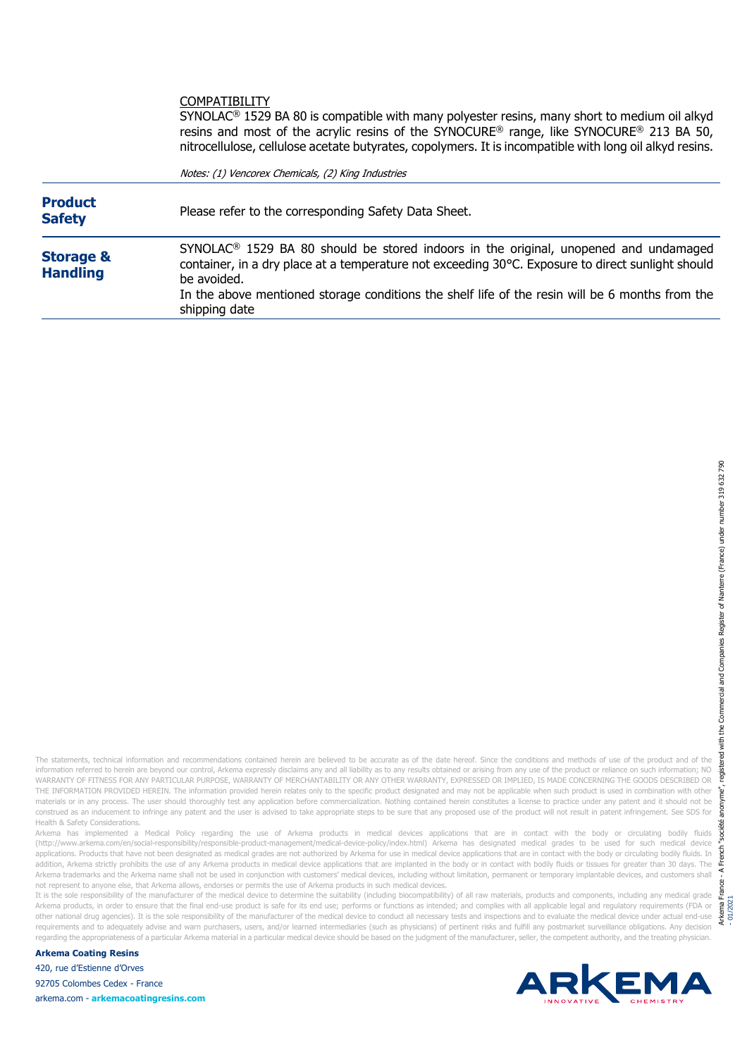COMPATIBILITY

SYNOLAC® 1529 BA 80 is compatible with many polyester resins, many short to medium oil alkyd resins and most of the acrylic resins of the SYNOCURE® range, like SYNOCURE® 213 BA 50, nitrocellulose, cellulose acetate butyrates, copolymers. It is incompatible with long oil alkyd resins.

*Notes: (1) Vencorex Chemicals, (2) King Industries*

## Product Safety

Please refer to the corresponding Safety Data Sheet.

## Storage & Handling

SYNOLAC® 1529 BA 80 should be stored indoors in the original, unopened and undamaged container, in a dry place at a temperature not exceeding 30°C. Exposure to direct sunlight should be avoided.

In the above mentioned storage conditions the shelf life of the resin will be 6 months from the shipping date

The statements, technical information and recommendations contained herein are believed to be accurate as of the date hereof. Since the conditions and methods of use of the product and of the information referred to herein are beyond our control, Arkema expressly disclaims any and all liability as to any results obtained or arising from any use of the product or reliance on such information; NO WARRANTY OF FITNESS FOR ANY PARTICULAR PURPOSE, WARRANTY OF MERCHANTABILITY OR ANY OTHER WARRANTY, EXPRESSED OR IMPLIED, IS MADE CONCERNING THE GOODS DESCRIBED OR THE INFORMATION PROVIDED HEREIN. The information provided herein relates only to the specific product designated and may not be applicable when such product is used in combination with other materials or in any process. The user should thoroughly test any application before commercialization. Nothing contained herein constitutes a license to practice under any patent and it should not be construed as an inducement to infringe any patent and the user is advised to take appropriate steps to be sure that any proposed use of the product will not result in patent infringement. See SDS for Health & Safety Considerations.

Arkema has implemented a Medical Policy regarding the use of Arkema products in medical devices applications that are in contact with the body or circulating bodily fluids (http://www.arkema.com/en/social-responsibility/responsible-product-management/medical-device-policy/index.html) Arkema has designated medical grades to be used for such medical device applications. Products that have not been designated as medical grades are not authorized by Arkema for use in medical device applications that are in contact with the body or circulating bodily fluids. In addition, Arkema strictly prohibits the use of any Arkema products in medical device applications that are implanted in the body or in contact with bodily fluids or tissues for greater than 30 days. The Arkema trademarks and the Arkema name shall not be used in conjunction with customers' medical devices, including without limitation, permanent or temporary implantable devices, and customers shall not represent to anyone else, that Arkema allows, endorses or permits the use of Arkema products in such medical devices.

It is the sole responsibility of the manufacturer of the medical device to determine the suitability (including biocompatibility) of all raw materials, products and components, including any medical grade Arkema products, in order to ensure that the final end-use product is safe for its end use; performs or functions as intended; and complies with all applicable legal and regulatory requirements (FDA or other national drug agencies). It is the sole responsibility of the manufacturer of the medical device to conduct all necessary tests and inspections and to evaluate the medical device under actual end-use requirements and to adequately advise and warn purchasers, users, and/or learned intermediaries (such as physicians) of pertinent risks and fulfill any postmarket surveillance obligations. Any decision regarding the appropriateness of a particular Arkema material in a particular medical device should be based on the judgment of the manufacturer, seller, the competent authority, and the treating physician.

**Arkema Coating Resins**
420, rue d'Estienne d'Orves
92705 Colombes Cedex - France
arkema.com - **arkemacoatingresins.com**

Arkema France - A French "société anonyme", registered with the Commercial and Companies Register of Nanterre (France) under number 319 632 790 - 01/2021